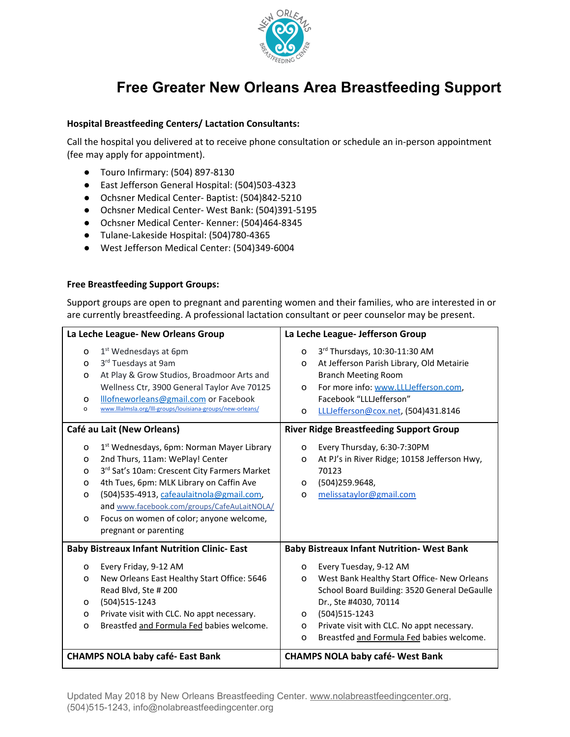# Free Greater New Orleans Area Breastfeeding Support

**Hospital Breastfeeding Centers/ Lactation Consultants:**

Call the hospital you delivered at to receive phone consultation or schedule an in-person appointment (fee may apply for appointment).

- Touro Infirmary: (504) 897-8130
- East Jefferson General Hospital: (504)503-4323
- Ochsner Medical Center- Baptist: (504)842-5210
- Ochsner Medical Center- West Bank: (504)391-5195
- Ochsner Medical Center- Kenner: (504)464-8345
- Tulane-Lakeside Hospital: (504)780-4365
- West Jefferson Medical Center: (504)349-6004

**Free Breastfeeding Support Groups:**

Support groups are open to pregnant and parenting women and their families, who are interested in or are currently breastfeeding. A professional lactation consultant or peer counselor may be present.

| **La Leche League- New Orleans Group** | **La Leche League- Jefferson Group** |
|---|---|
| ○ 1st Wednesdays at 6pm<br>○ 3rd Tuesdays at 9am<br>○ At Play & Grow Studios, Broadmoor Arts and Wellness Ctr, 3900 General Taylor Ave 70125<br>○ lllofneworleans@gmail.com or Facebook<br>○ www.lllalmsla.org/lll-groups/louisiana-groups/new-orleans/ | ○ 3rd Thursdays, 10:30-11:30 AM<br>○ At Jefferson Parish Library, Old Metairie Branch Meeting Room<br>○ For more info: www.LLLJefferson.com, Facebook "LLLJefferson"<br>○ LLLJefferson@cox.net, (504)431.8146 |
| **Café au Lait (New Orleans)** | **River Ridge Breastfeeding Support Group** |
| ○ 1st Wednesdays, 6pm: Norman Mayer Library<br>○ 2nd Thurs, 11am: WePlay! Center<br>○ 3rd Sat's 10am: Crescent City Farmers Market<br>○ 4th Tues, 6pm: MLK Library on Caffin Ave<br>○ (504)535-4913, cafeaulaitnola@gmail.com, and www.facebook.com/groups/CafeAuLaitNOLA/<br>○ Focus on women of color; anyone welcome, pregnant or parenting | ○ Every Thursday, 6:30-7:30PM<br>○ At PJ's in River Ridge; 10158 Jefferson Hwy, 70123<br>○ (504)259.9648,<br>○ melissataylor@gmail.com |
| **Baby Bistreaux Infant Nutrition Clinic- East** | **Baby Bistreaux Infant Nutrition- West Bank** |
| ○ Every Friday, 9-12 AM<br>○ New Orleans East Healthy Start Office: 5646 Read Blvd, Ste # 200<br>○ (504)515-1243<br>○ Private visit with CLC. No appt necessary.<br>○ Breastfed and Formula Fed babies welcome. | ○ Every Tuesday, 9-12 AM<br>○ West Bank Healthy Start Office- New Orleans School Board Building: 3520 General DeGaulle Dr., Ste #4030, 70114<br>○ (504)515-1243<br>○ Private visit with CLC. No appt necessary.<br>○ Breastfed and Formula Fed babies welcome. |
| **CHAMPS NOLA baby café- East Bank** | **CHAMPS NOLA baby café- West Bank** |

Updated May 2018 by New Orleans Breastfeeding Center. www.nolabreastfeedingcenter.org, (504)515-1243, info@nolabreastfeedingcenter.org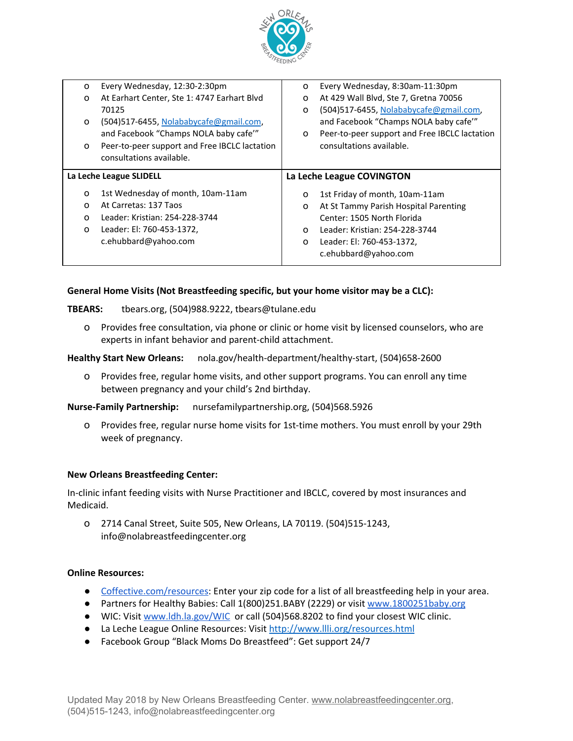| | |
|---|---|
| Every Wednesday, 12:30-2:30pm<br>At Earhart Center, Ste 1: 4747 Earhart Blvd 70125<br>(504)517-6455, Nolababycafe@gmail.com, and Facebook "Champs NOLA baby cafe'"<br>Peer-to-peer support and Free IBCLC lactation consultations available. | Every Wednesday, 8:30am-11:30pm<br>At 429 Wall Blvd, Ste 7, Gretna 70056<br>(504)517-6455, Nolababycafe@gmail.com, and Facebook "Champs NOLA baby cafe'"<br>Peer-to-peer support and Free IBCLC lactation consultations available. |
| **La Leche League SLIDELL**<br>1st Wednesday of month, 10am-11am<br>At Carretas: 137 Taos<br>Leader: Kristian: 254-228-3744<br>Leader: El: 760-453-1372, c.ehubbard@yahoo.com | **La Leche League COVINGTON**<br>1st Friday of month, 10am-11am<br>At St Tammy Parish Hospital Parenting Center: 1505 North Florida<br>Leader: Kristian: 254-228-3744<br>Leader: El: 760-453-1372, c.ehubbard@yahoo.com |

**General Home Visits (Not Breastfeeding specific, but your home visitor may be a CLC):**

**TBEARS:** tbears.org, (504)988.9222, tbears@tulane.edu

- Provides free consultation, via phone or clinic or home visit by licensed counselors, who are experts in infant behavior and parent-child attachment.

**Healthy Start New Orleans:** nola.gov/health-department/healthy-start, (504)658-2600

- Provides free, regular home visits, and other support programs. You can enroll any time between pregnancy and your child's 2nd birthday.

**Nurse-Family Partnership:** nursefamilypartnership.org, (504)568.5926

- Provides free, regular nurse home visits for 1st-time mothers. You must enroll by your 29th week of pregnancy.

**New Orleans Breastfeeding Center:**

In-clinic infant feeding visits with Nurse Practitioner and IBCLC, covered by most insurances and Medicaid.

- 2714 Canal Street, Suite 505, New Orleans, LA 70119. (504)515-1243, info@nolabreastfeedingcenter.org

**Online Resources:**

- Coffective.com/resources: Enter your zip code for a list of all breastfeeding help in your area.
- Partners for Healthy Babies: Call 1(800)251.BABY (2229) or visit www.1800251baby.org
- WIC: Visit www.ldh.la.gov/WIC or call (504)568.8202 to find your closest WIC clinic.
- La Leche League Online Resources: Visit http://www.llli.org/resources.html
- Facebook Group "Black Moms Do Breastfeed": Get support 24/7

Updated May 2018 by New Orleans Breastfeeding Center. www.nolabreastfeedingcenter.org, (504)515-1243, info@nolabreastfeedingcenter.org